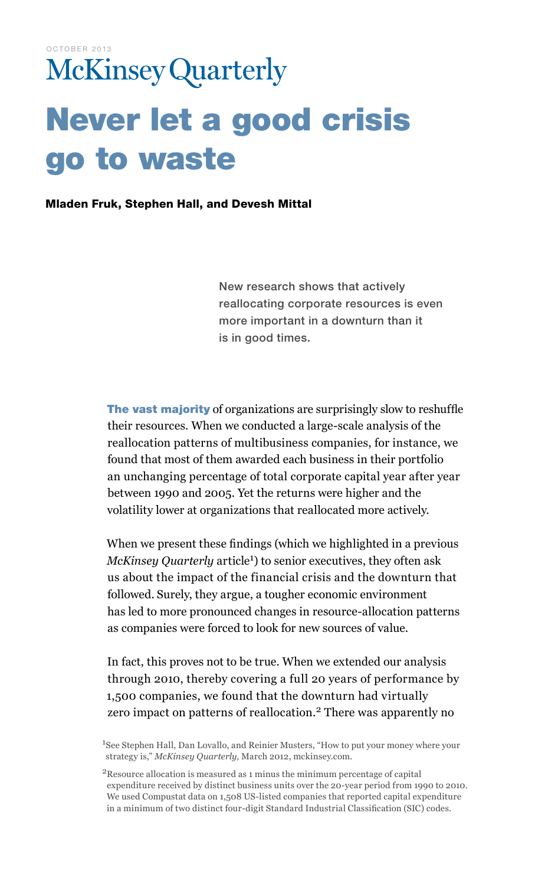OCTOBER 2013

McKinsey Quarterly

# Never let a good crisis go to waste

**Mladen Fruk, Stephen Hall, and Devesh Mittal**

New research shows that actively reallocating corporate resources is even more important in a downturn than it is in good times.

**The vast majority** of organizations are surprisingly slow to reshuffle their resources. When we conducted a large-scale analysis of the reallocation patterns of multibusiness companies, for instance, we found that most of them awarded each business in their portfolio an unchanging percentage of total corporate capital year after year between 1990 and 2005. Yet the returns were higher and the volatility lower at organizations that reallocated more actively.

When we present these findings (which we highlighted in a previous *McKinsey Quarterly* article[1]) to senior executives, they often ask us about the impact of the financial crisis and the downturn that followed. Surely, they argue, a tougher economic environment has led to more pronounced changes in resource-allocation patterns as companies were forced to look for new sources of value.

In fact, this proves not to be true. When we extended our analysis through 2010, thereby covering a full 20 years of performance by 1,500 companies, we found that the downturn had virtually zero impact on patterns of reallocation.[2] There was apparently no

[1] See Stephen Hall, Dan Lovallo, and Reinier Musters, "How to put your money where your strategy is," *McKinsey Quarterly*, March 2012, mckinsey.com.

[2] Resource allocation is measured as 1 minus the minimum percentage of capital expenditure received by distinct business units over the 20-year period from 1990 to 2010. We used Compustat data on 1,508 US-listed companies that reported capital expenditure in a minimum of two distinct four-digit Standard Industrial Classification (SIC) codes.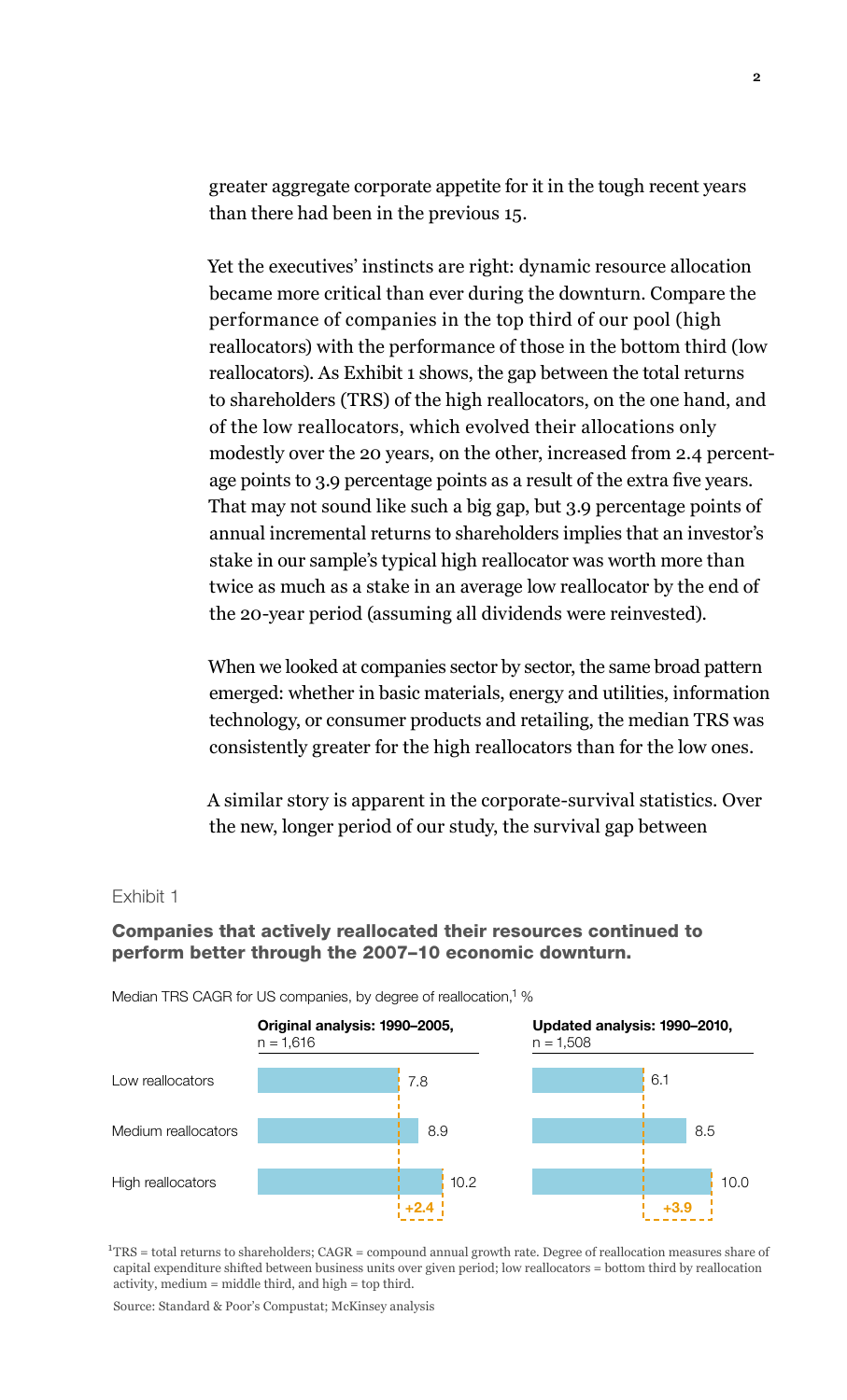greater aggregate corporate appetite for it in the tough recent years than there had been in the previous 15.

Yet the executives' instincts are right: dynamic resource allocation became more critical than ever during the downturn. Compare the performance of companies in the top third of our pool (high reallocators) with the performance of those in the bottom third (low reallocators). As Exhibit 1 shows, the gap between the total returns to shareholders (TRS) of the high reallocators, on the one hand, and of the low reallocators, which evolved their allocations only modestly over the 20 years, on the other, increased from 2.4 percentage points to 3.9 percentage points as a result of the extra five years. That may not sound like such a big gap, but 3.9 percentage points of annual incremental returns to shareholders implies that an investor's stake in our sample's typical high reallocator was worth more than twice as much as a stake in an average low reallocator by the end of the 20-year period (assuming all dividends were reinvested).

When we looked at companies sector by sector, the same broad pattern emerged: whether in basic materials, energy and utilities, information technology, or consumer products and retailing, the median TRS was consistently greater for the high reallocators than for the low ones.

A similar story is apparent in the corporate-survival statistics. Over the new, longer period of our study, the survival gap between

Exhibit 1

**Companies that actively reallocated their resources continued to perform better through the 2007–10 economic downturn.**

Median TRS CAGR for US companies, by degree of reallocation,[1] %

| | Original analysis: 1990–2005, n = 1,616 | Updated analysis: 1990–2010, n = 1,508 |
|---|---|---|
| Low reallocators | 7.8 | 6.1 |
| Medium reallocators | 8.9 | 8.5 |
| High reallocators | 10.2 | 10.0 |
| Gap (high vs low) | +2.4 | +3.9 |

[1]TRS = total returns to shareholders; CAGR = compound annual growth rate. Degree of reallocation measures share of capital expenditure shifted between business units over given period; low reallocators = bottom third by reallocation activity, medium = middle third, and high = top third.

Source: Standard & Poor's Compustat; McKinsey analysis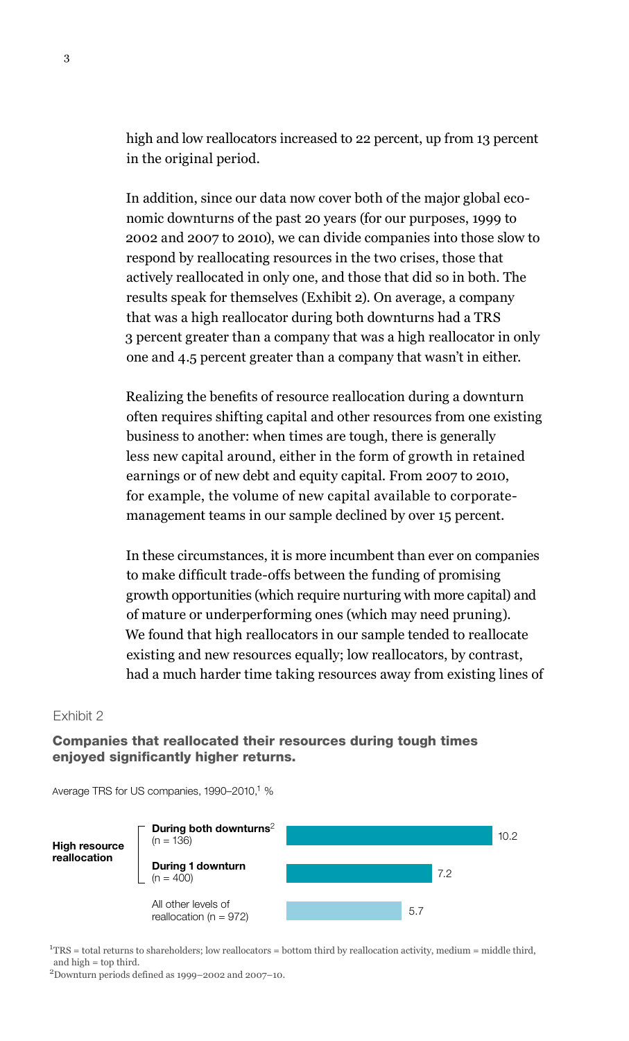high and low reallocators increased to 22 percent, up from 13 percent in the original period.

In addition, since our data now cover both of the major global economic downturns of the past 20 years (for our purposes, 1999 to 2002 and 2007 to 2010), we can divide companies into those slow to respond by reallocating resources in the two crises, those that actively reallocated in only one, and those that did so in both. The results speak for themselves (Exhibit 2). On average, a company that was a high reallocator during both downturns had a TRS 3 percent greater than a company that was a high reallocator in only one and 4.5 percent greater than a company that wasn't in either.

Realizing the benefits of resource reallocation during a downturn often requires shifting capital and other resources from one existing business to another: when times are tough, there is generally less new capital around, either in the form of growth in retained earnings or of new debt and equity capital. From 2007 to 2010, for example, the volume of new capital available to corporate-management teams in our sample declined by over 15 percent.

In these circumstances, it is more incumbent than ever on companies to make difficult trade-offs between the funding of promising growth opportunities (which require nurturing with more capital) and of mature or underperforming ones (which may need pruning). We found that high reallocators in our sample tended to reallocate existing and new resources equally; low reallocators, by contrast, had a much harder time taking resources away from existing lines of

Exhibit 2

**Companies that reallocated their resources during tough times enjoyed significantly higher returns.**

Average TRS for US companies, 1990–2010,[1] %

| | | Average TRS, % |
|---|---|---|
| High resource reallocation | **During both downturns**[2] (n = 136) | 10.2 |
| | **During 1 downturn** (n = 400) | 7.2 |
| | All other levels of reallocation (n = 972) | 5.7 |

[1]TRS = total returns to shareholders; low reallocators = bottom third by reallocation activity, medium = middle third, and high = top third.

[2]Downturn periods defined as 1999–2002 and 2007–10.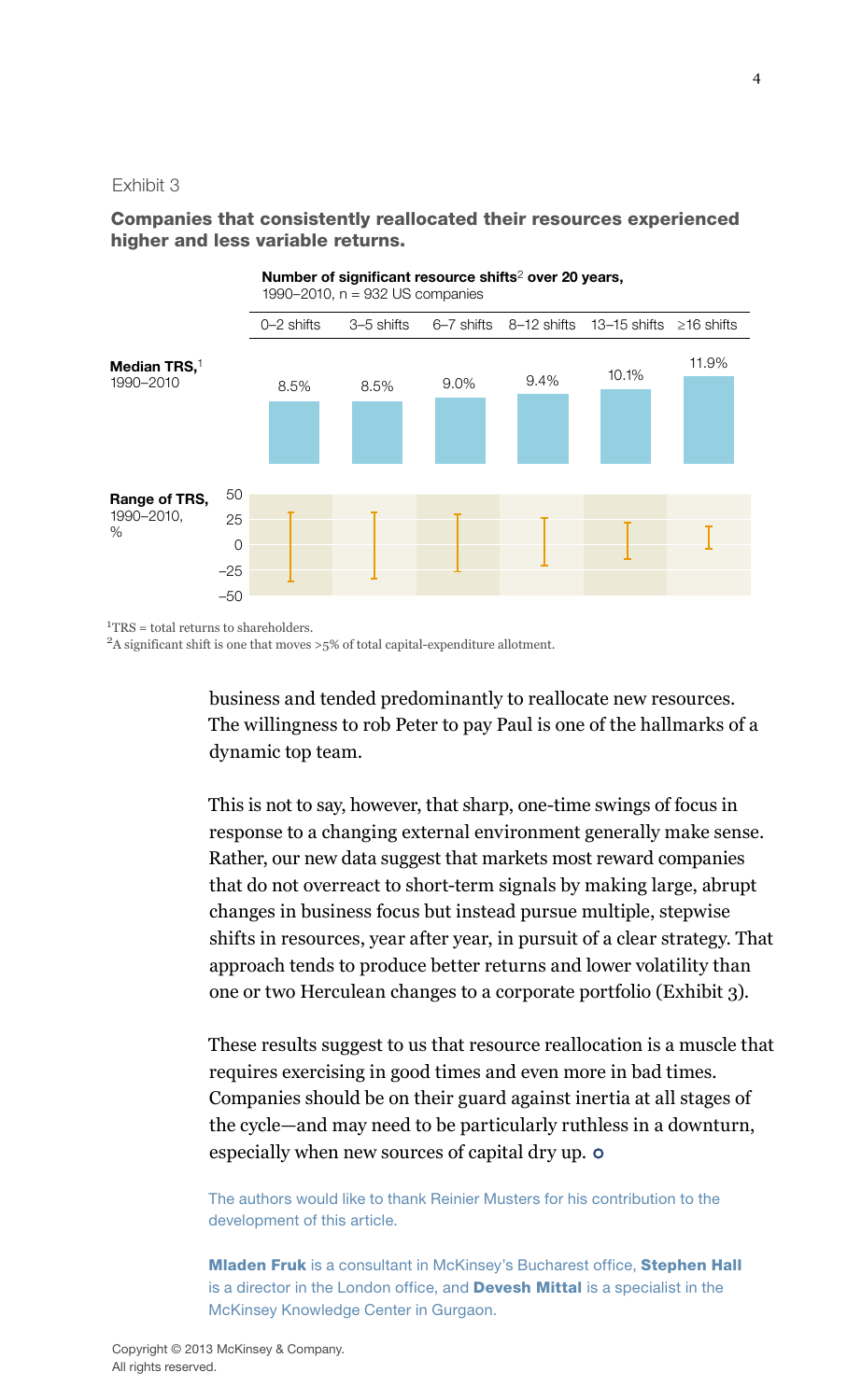Exhibit 3

**Companies that consistently reallocated their resources experienced higher and less variable returns.**

**Number of significant resource shifts**[2] **over 20 years,**
1990–2010, n = 932 US companies

0–2 shifts
3–5 shifts
6–7 shifts
8–12 shifts
13–15 shifts
≥16 shifts

**Median TRS,**[1]
1990–2010

8.5%
8.5%
9.0%
9.4%
10.1%
11.9%

**Range of TRS,**
1990–2010,
%

50
25
0
–25
–50

[1]TRS = total returns to shareholders.
[2]A significant shift is one that moves >5% of total capital-expenditure allotment.

business and tended predominantly to reallocate new resources. The willingness to rob Peter to pay Paul is one of the hallmarks of a dynamic top team.

This is not to say, however, that sharp, one-time swings of focus in response to a changing external environment generally make sense. Rather, our new data suggest that markets most reward companies that do not overreact to short-term signals by making large, abrupt changes in business focus but instead pursue multiple, stepwise shifts in resources, year after year, in pursuit of a clear strategy. That approach tends to produce better returns and lower volatility than one or two Herculean changes to a corporate portfolio (Exhibit 3).

These results suggest to us that resource reallocation is a muscle that requires exercising in good times and even more in bad times. Companies should be on their guard against inertia at all stages of the cycle—and may need to be particularly ruthless in a downturn, especially when new sources of capital dry up.

The authors would like to thank Reinier Musters for his contribution to the development of this article.

**Mladen Fruk** is a consultant in McKinsey's Bucharest office, **Stephen Hall** is a director in the London office, and **Devesh Mittal** is a specialist in the McKinsey Knowledge Center in Gurgaon.

Copyright © 2013 McKinsey & Company.
All rights reserved.